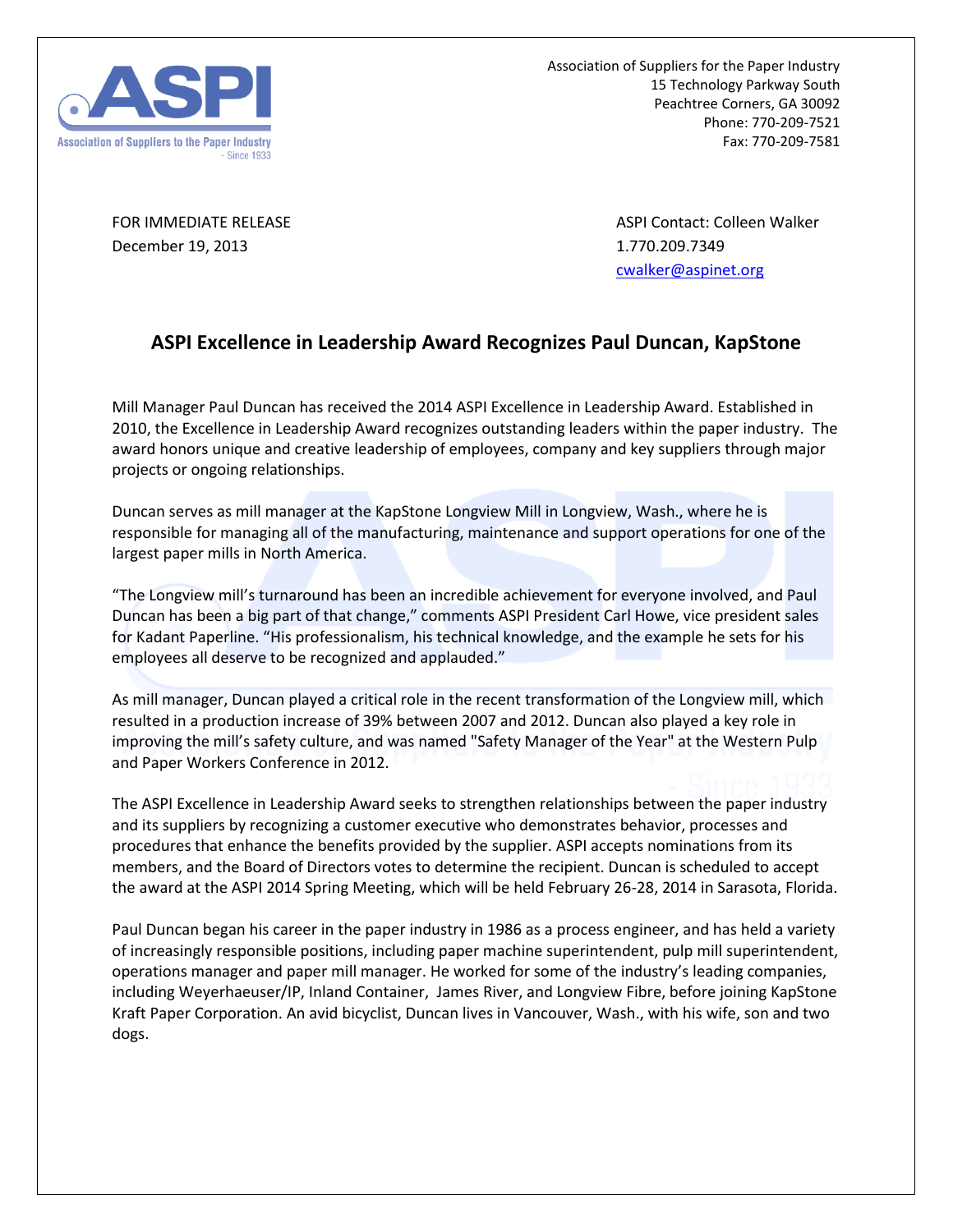Association of Suppliers for the Paper Industry
15 Technology Parkway South
Peachtree Corners, GA 30092
Phone: 770-209-7521
Fax: 770-209-7581

FOR IMMEDIATE RELEASE
December 19, 2013

ASPI Contact: Colleen Walker
1.770.209.7349
cwalker@aspinet.org

## ASPI Excellence in Leadership Award Recognizes Paul Duncan, KapStone

Mill Manager Paul Duncan has received the 2014 ASPI Excellence in Leadership Award. Established in 2010, the Excellence in Leadership Award recognizes outstanding leaders within the paper industry. The award honors unique and creative leadership of employees, company and key suppliers through major projects or ongoing relationships.

Duncan serves as mill manager at the KapStone Longview Mill in Longview, Wash., where he is responsible for managing all of the manufacturing, maintenance and support operations for one of the largest paper mills in North America.

"The Longview mill's turnaround has been an incredible achievement for everyone involved, and Paul Duncan has been a big part of that change," comments ASPI President Carl Howe, vice president sales for Kadant Paperline. "His professionalism, his technical knowledge, and the example he sets for his employees all deserve to be recognized and applauded."

As mill manager, Duncan played a critical role in the recent transformation of the Longview mill, which resulted in a production increase of 39% between 2007 and 2012. Duncan also played a key role in improving the mill's safety culture, and was named "Safety Manager of the Year" at the Western Pulp and Paper Workers Conference in 2012.

The ASPI Excellence in Leadership Award seeks to strengthen relationships between the paper industry and its suppliers by recognizing a customer executive who demonstrates behavior, processes and procedures that enhance the benefits provided by the supplier. ASPI accepts nominations from its members, and the Board of Directors votes to determine the recipient. Duncan is scheduled to accept the award at the ASPI 2014 Spring Meeting, which will be held February 26-28, 2014 in Sarasota, Florida.

Paul Duncan began his career in the paper industry in 1986 as a process engineer, and has held a variety of increasingly responsible positions, including paper machine superintendent, pulp mill superintendent, operations manager and paper mill manager. He worked for some of the industry's leading companies, including Weyerhaeuser/IP, Inland Container, James River, and Longview Fibre, before joining KapStone Kraft Paper Corporation. An avid bicyclist, Duncan lives in Vancouver, Wash., with his wife, son and two dogs.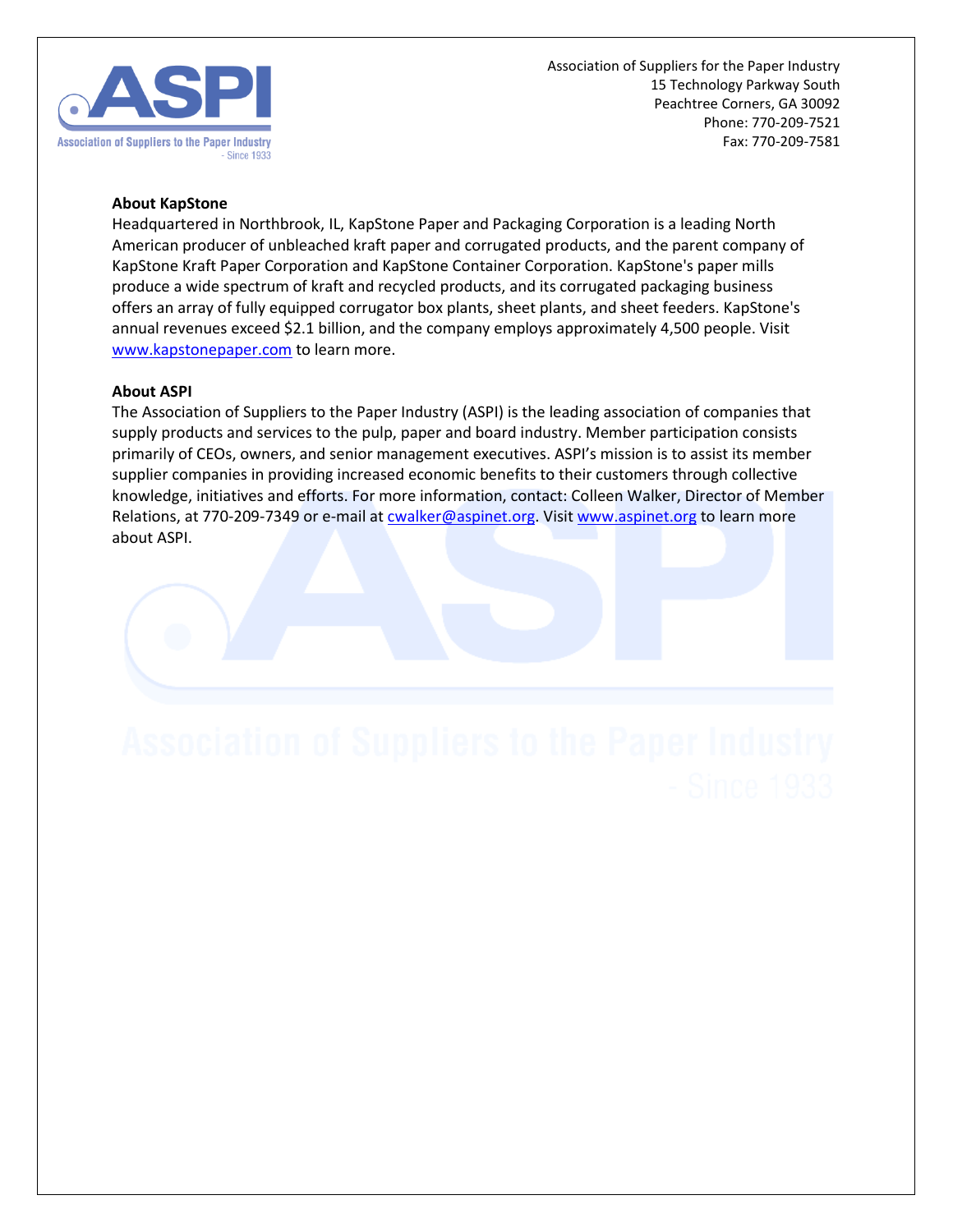**About KapStone**

Headquartered in Northbrook, IL, KapStone Paper and Packaging Corporation is a leading North American producer of unbleached kraft paper and corrugated products, and the parent company of KapStone Kraft Paper Corporation and KapStone Container Corporation. KapStone's paper mills produce a wide spectrum of kraft and recycled products, and its corrugated packaging business offers an array of fully equipped corrugator box plants, sheet plants, and sheet feeders. KapStone's annual revenues exceed $2.1 billion, and the company employs approximately 4,500 people. Visit www.kapstonepaper.com to learn more.

**About ASPI**

The Association of Suppliers to the Paper Industry (ASPI) is the leading association of companies that supply products and services to the pulp, paper and board industry. Member participation consists primarily of CEOs, owners, and senior management executives. ASPI's mission is to assist its member supplier companies in providing increased economic benefits to their customers through collective knowledge, initiatives and efforts. For more information, contact: Colleen Walker, Director of Member Relations, at 770-209-7349 or e-mail at cwalker@aspinet.org. Visit www.aspinet.org to learn more about ASPI.